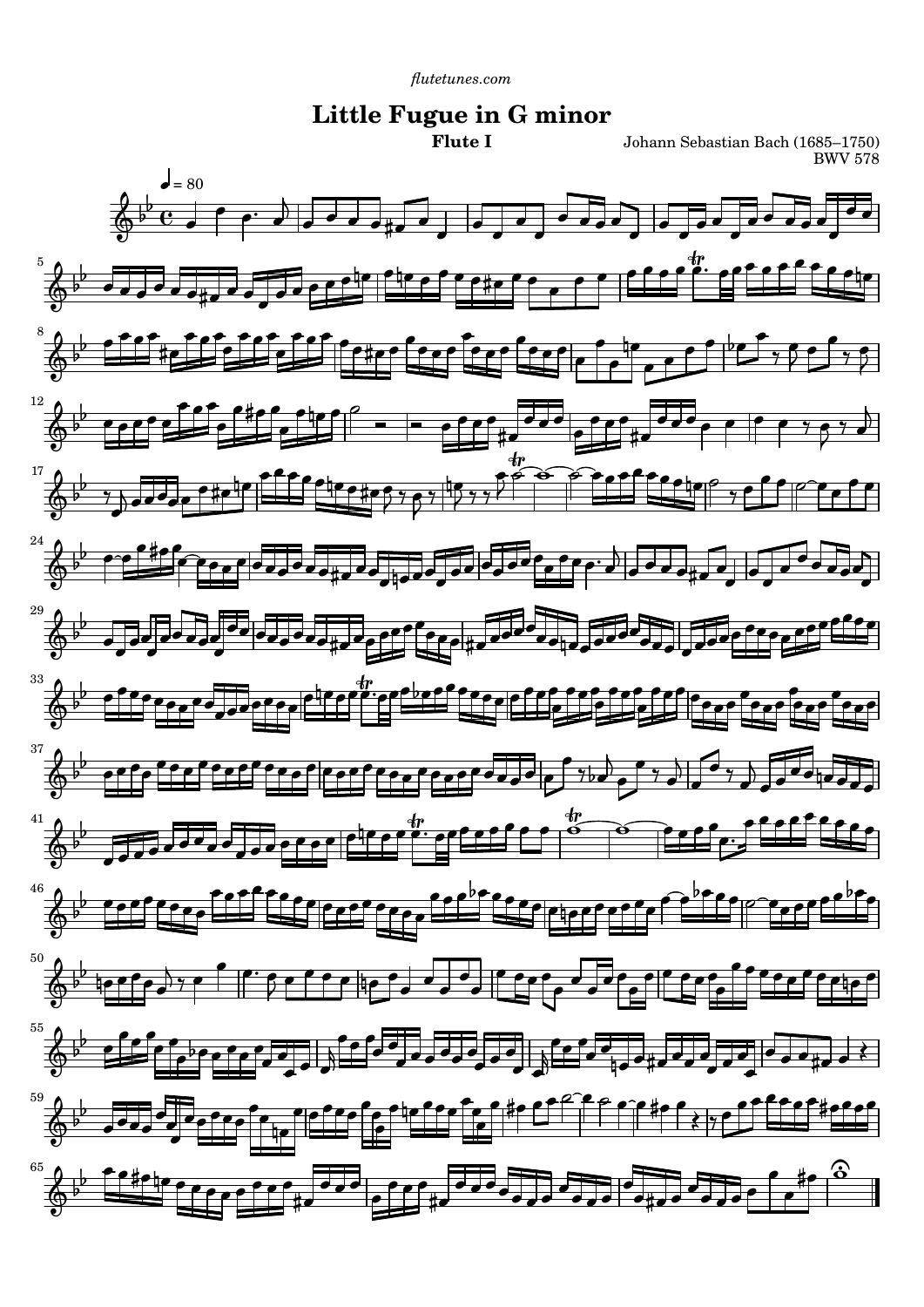*flutetunes.com*

# Little Fugue in G minor

**Flute I**

Johann Sebastian Bach (1685–1750)
BWV 578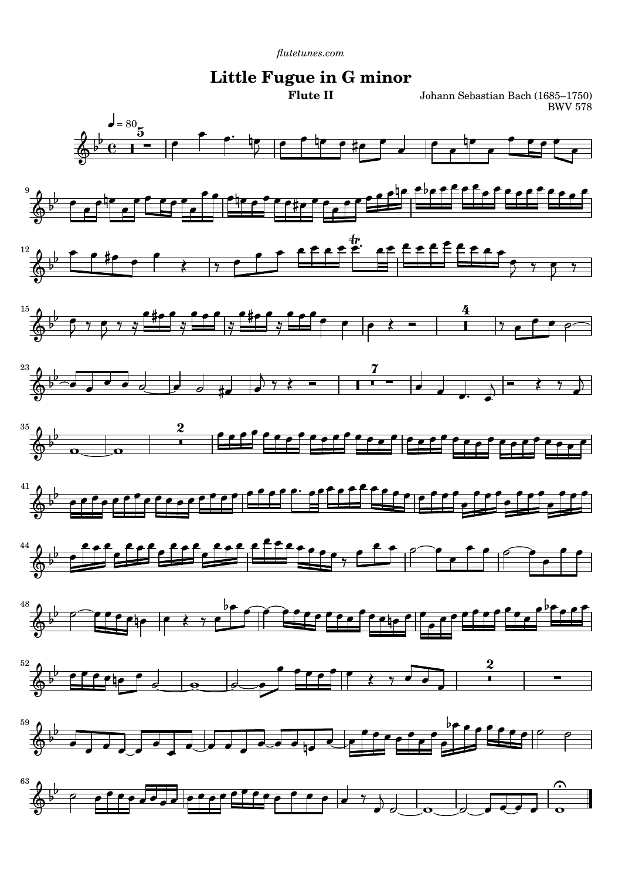*flutetunes.com*

# Little Fugue in G minor

**Flute II**

Johann Sebastian Bach (1685–1750)
BWV 578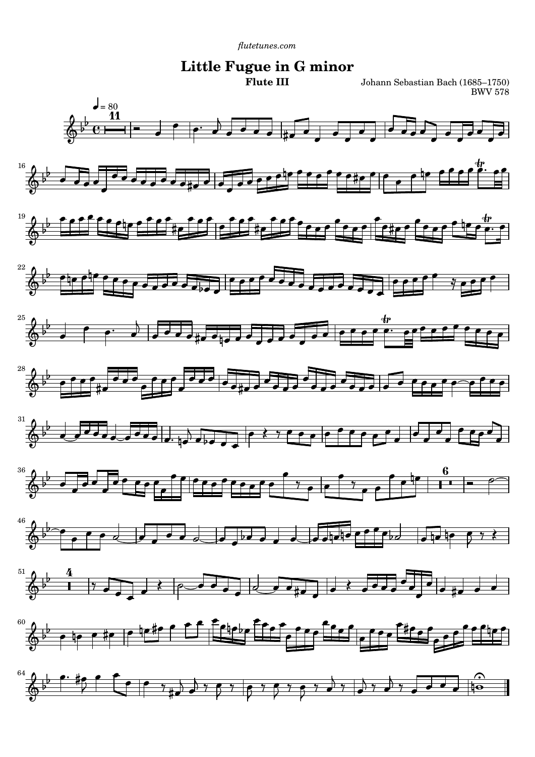*flutetunes.com*

# Little Fugue in G minor

**Flute III**

Johann Sebastian Bach (1685–1750)
BWV 578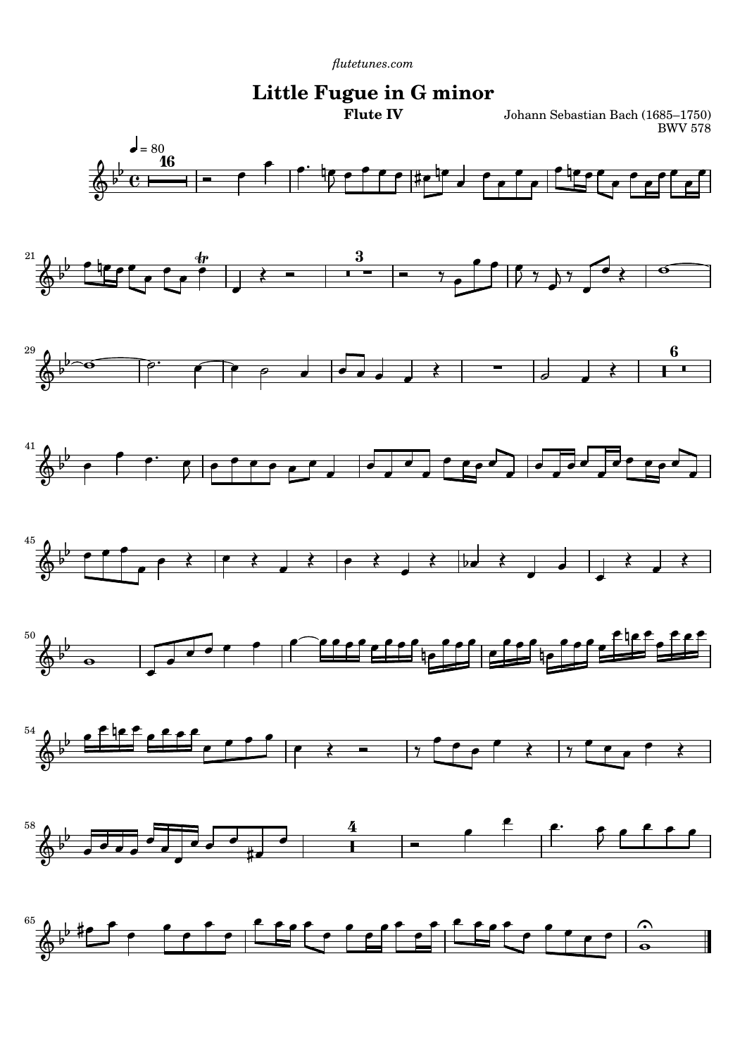flutetunes.com

# Little Fugue in G minor

**Flute IV**

Johann Sebastian Bach (1685–1750)
BWV 578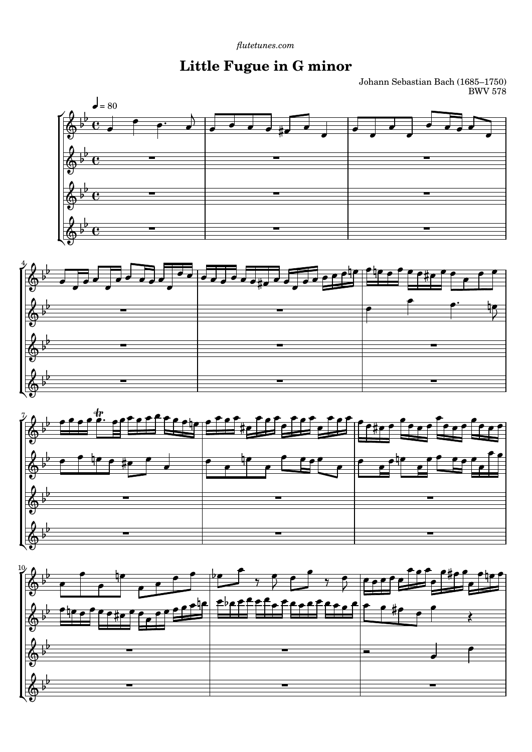flutetunes.com

# Little Fugue in G minor

Johann Sebastian Bach (1685–1750)
BWV 578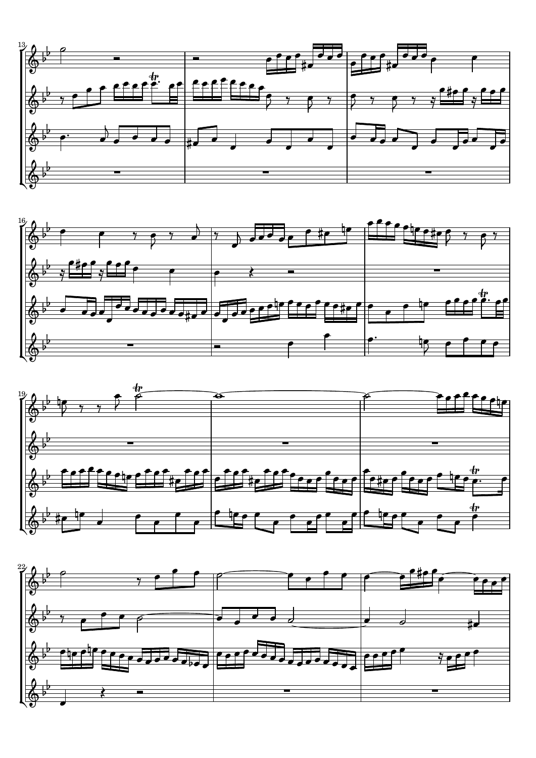13

16

19

22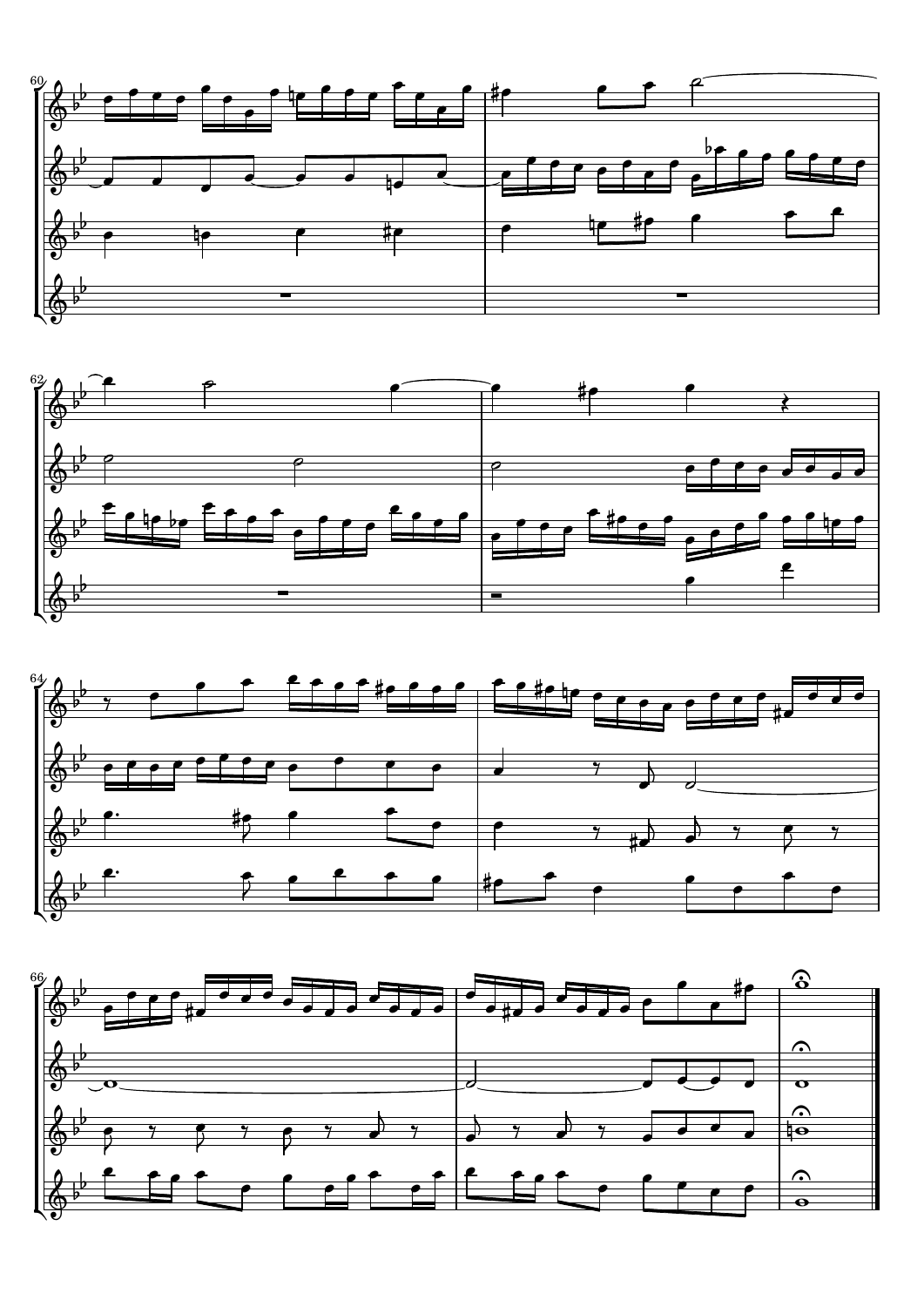60

62

64

66